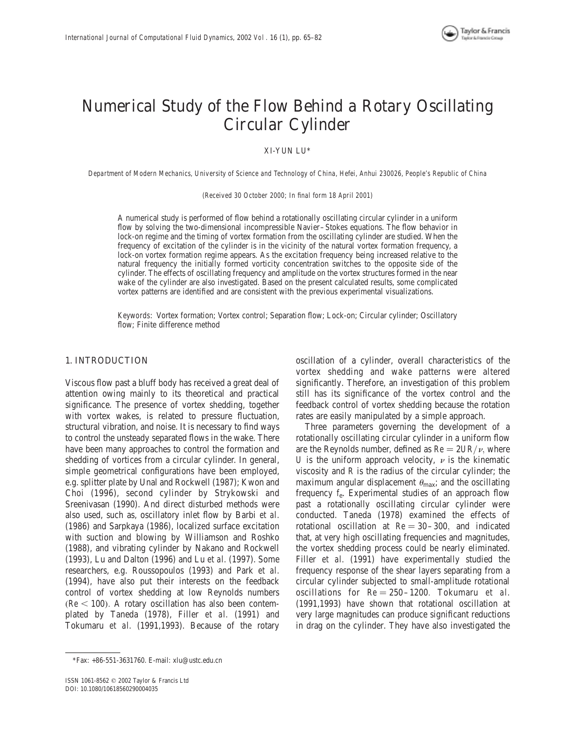# Numerical Study of the Flow Behind a Rotary Oscillating Circular Cylinder

XI-YUN LU*

*Department of Modern Mechanics, University of Science and Technology of China, Hefei, Anhui 230026, People's Republic of China*

*(Received 30 October 2000; In final form 18 April 2001)*

A numerical study is performed of flow behind a rotationally oscillating circular cylinder in a uniform flow by solving the two-dimensional incompressible Navier–Stokes equations. The flow behavior in lock-on regime and the timing of vortex formation from the oscillating cylinder are studied. When the frequency of excitation of the cylinder is in the vicinity of the natural vortex formation frequency, a lock-on vortex formation regime appears. As the excitation frequency being increased relative to the natural frequency the initially formed vorticity concentration switches to the opposite side of the cylinder. The effects of oscillating frequency and amplitude on the vortex structures formed in the near wake of the cylinder are also investigated. Based on the present calculated results, some complicated vortex patterns are identified and are consistent with the previous experimental visualizations.

*Keywords*: Vortex formation; Vortex control; Separation flow; Lock-on; Circular cylinder; Oscillatory flow; Finite difference method

## 1. INTRODUCTION

Viscous flow past a bluff body has received a great deal of attention owing mainly to its theoretical and practical significance. The presence of vortex shedding, together with vortex wakes, is related to pressure fluctuation, structural vibration, and noise. It is necessary to find ways to control the unsteady separated flows in the wake. There have been many approaches to control the formation and shedding of vortices from a circular cylinder. In general, simple geometrical configurations have been employed, e.g. splitter plate by Unal and Rockwell (1987); Kwon and Choi (1996), second cylinder by Strykowski and Sreenivasan (1990). And direct disturbed methods were also used, such as, oscillatory inlet flow by Barbi *et al.* (1986) and Sarpkaya (1986), localized surface excitation with suction and blowing by Williamson and Roshko (1988), and vibrating cylinder by Nakano and Rockwell (1993), Lu and Dalton (1996) and Lu *et al.* (1997). Some researchers, e.g. Roussopoulos (1993) and Park *et al.* (1994), have also put their interests on the feedback control of vortex shedding at low Reynolds numbers ($Re < 100$). A rotary oscillation has also been contemplated by Taneda (1978), Filler *et al.* (1991) and Tokumaru *et al.* (1991,1993). Because of the rotary oscillation of a cylinder, overall characteristics of the vortex shedding and wake patterns were altered significantly. Therefore, an investigation of this problem still has its significance of the vortex control and the feedback control of vortex shedding because the rotation rates are easily manipulated by a simple approach.

Three parameters governing the development of a rotationally oscillating circular cylinder in a uniform flow are the Reynolds number, defined as $Re = 2UR/\nu$, where $U$ is the uniform approach velocity, $\nu$ is the kinematic viscosity and $R$ is the radius of the circular cylinder; the maximum angular displacement $\theta_{max}$; and the oscillating frequency $f_e$. Experimental studies of an approach flow past a rotationally oscillating circular cylinder were conducted. Taneda (1978) examined the effects of rotational oscillation at $Re = 30–300$, and indicated that, at very high oscillating frequencies and magnitudes, the vortex shedding process could be nearly eliminated. Filler *et al.* (1991) have experimentally studied the frequency response of the shear layers separating from a circular cylinder subjected to small-amplitude rotational oscillations for $Re = 250–1200$. Tokumaru *et al.* (1991,1993) have shown that rotational oscillation at very large magnitudes can produce significant reductions in drag on the cylinder. They have also investigated the

*Fax: +86-551-3631760. E-mail: xlu@ustc.edu.cn

ISSN 1061-8562 © 2002 Taylor & Francis Ltd
DOI: 10.1080/10618560290004035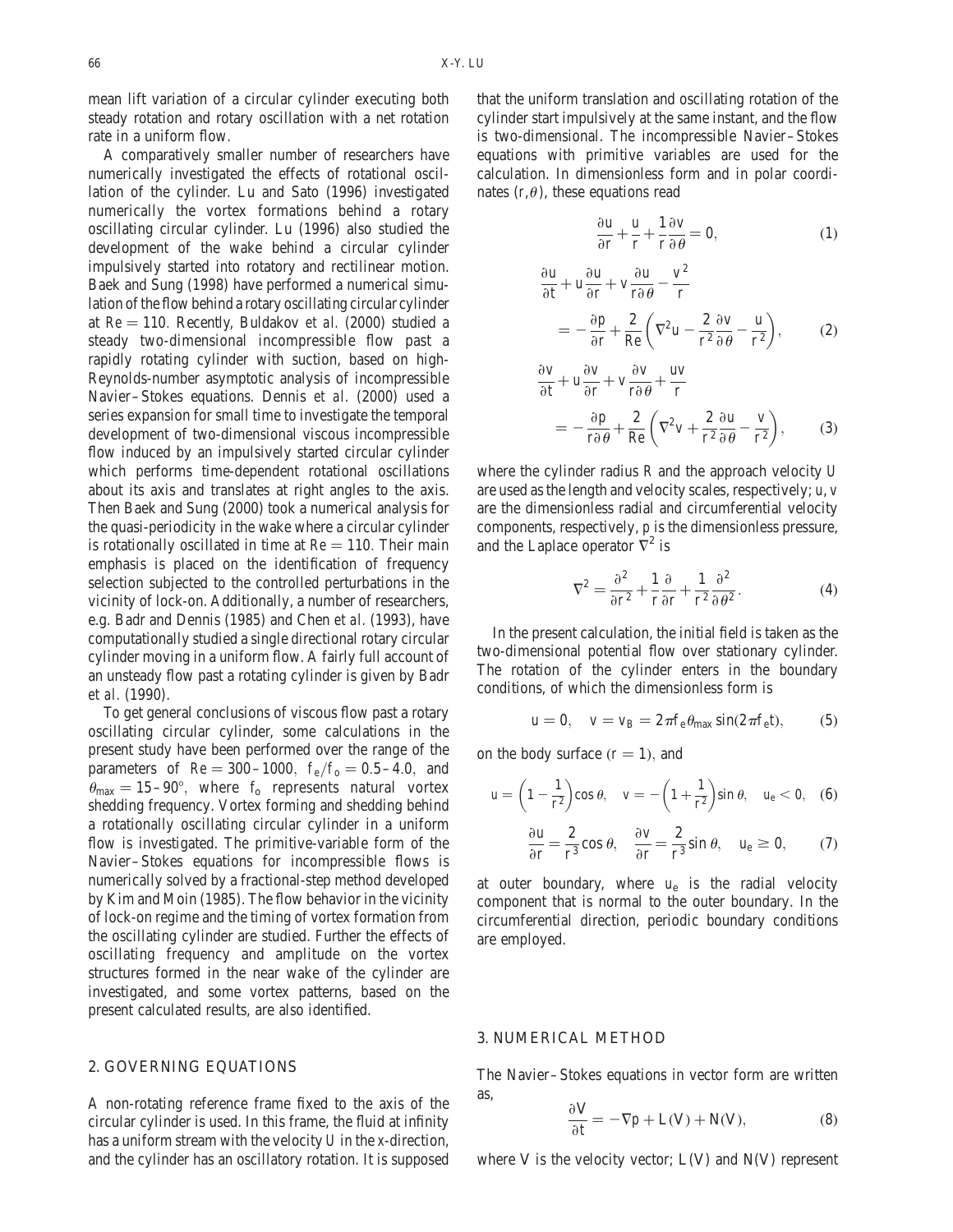mean lift variation of a circular cylinder executing both steady rotation and rotary oscillation with a net rotation rate in a uniform flow.

A comparatively smaller number of researchers have numerically investigated the effects of rotational oscillation of the cylinder. Lu and Sato (1996) investigated numerically the vortex formations behind a rotary oscillating circular cylinder. Lu (1996) also studied the development of the wake behind a circular cylinder impulsively started into rotatory and rectilinear motion. Baek and Sung (1998) have performed a numerical simulation of the flow behind a rotary oscillating circular cylinder at $Re = 110$. Recently, Buldakov *et al.* (2000) studied a steady two-dimensional incompressible flow past a rapidly rotating cylinder with suction, based on high-Reynolds-number asymptotic analysis of incompressible Navier–Stokes equations. Dennis *et al.* (2000) used a series expansion for small time to investigate the temporal development of two-dimensional viscous incompressible flow induced by an impulsively started circular cylinder which performs time-dependent rotational oscillations about its axis and translates at right angles to the axis. Then Baek and Sung (2000) took a numerical analysis for the quasi-periodicity in the wake where a circular cylinder is rotationally oscillated in time at $Re = 110$. Their main emphasis is placed on the identification of frequency selection subjected to the controlled perturbations in the vicinity of lock-on. Additionally, a number of researchers, e.g. Badr and Dennis (1985) and Chen *et al.* (1993), have computationally studied a single directional rotary circular cylinder moving in a uniform flow. A fairly full account of an unsteady flow past a rotating cylinder is given by Badr *et al.* (1990).

To get general conclusions of viscous flow past a rotary oscillating circular cylinder, some calculations in the present study have been performed over the range of the parameters of $Re = 300$–$1000$, $f_e/f_o = 0.5$–$4.0$, and $\theta_{max} = 15$–$90°$, where $f_o$ represents natural vortex shedding frequency. Vortex forming and shedding behind a rotationally oscillating circular cylinder in a uniform flow is investigated. The primitive-variable form of the Navier–Stokes equations for incompressible flows is numerically solved by a fractional-step method developed by Kim and Moin (1985). The flow behavior in the vicinity of lock-on regime and the timing of vortex formation from the oscillating cylinder are studied. Further the effects of oscillating frequency and amplitude on the vortex structures formed in the near wake of the cylinder are investigated, and some vortex patterns, based on the present calculated results, are also identified.

## 2. GOVERNING EQUATIONS

A non-rotating reference frame fixed to the axis of the circular cylinder is used. In this frame, the fluid at infinity has a uniform stream with the velocity $U$ in the $x$-direction, and the cylinder has an oscillatory rotation. It is supposed that the uniform translation and oscillating rotation of the cylinder start impulsively at the same instant, and the flow is two-dimensional. The incompressible Navier–Stokes equations with primitive variables are used for the calculation. In dimensionless form and in polar coordinates $(r, \theta)$, these equations read

$$\frac{\partial u}{\partial r} + \frac{u}{r} + \frac{1}{r}\frac{\partial v}{\partial \theta} = 0, \tag{1}$$

$$\frac{\partial u}{\partial t} + u\frac{\partial u}{\partial r} + v\frac{\partial u}{r\partial \theta} - \frac{v^2}{r} = -\frac{\partial p}{\partial r} + \frac{2}{Re}\left(\nabla^2 u - \frac{2}{r^2}\frac{\partial v}{\partial \theta} - \frac{u}{r^2}\right), \tag{2}$$

$$\frac{\partial v}{\partial t} + u\frac{\partial v}{\partial r} + v\frac{\partial v}{r\partial \theta} + \frac{uv}{r} = -\frac{\partial p}{r\partial \theta} + \frac{2}{Re}\left(\nabla^2 v + \frac{2}{r^2}\frac{\partial u}{\partial \theta} - \frac{v}{r^2}\right), \tag{3}$$

where the cylinder radius $R$ and the approach velocity $U$ are used as the length and velocity scales, respectively; $u$, $v$ are the dimensionless radial and circumferential velocity components, respectively, $p$ is the dimensionless pressure, and the Laplace operator $\nabla^2$ is

$$\nabla^2 = \frac{\partial^2}{\partial r^2} + \frac{1}{r}\frac{\partial}{\partial r} + \frac{1}{r^2}\frac{\partial^2}{\partial \theta^2}. \tag{4}$$

In the present calculation, the initial field is taken as the two-dimensional potential flow over stationary cylinder. The rotation of the cylinder enters in the boundary conditions, of which the dimensionless form is

$$u = 0, \quad v = v_B = 2\pi f_e \theta_{max} \sin(2\pi f_e t), \tag{5}$$

on the body surface $(r = 1)$, and

$$u = \left(1 - \frac{1}{r^2}\right)\cos\theta, \quad v = -\left(1 + \frac{1}{r^2}\right)\sin\theta, \quad u_e < 0, \tag{6}$$

$$\frac{\partial u}{\partial r} = \frac{2}{r^3}\cos\theta, \quad \frac{\partial v}{\partial r} = \frac{2}{r^3}\sin\theta, \quad u_e \geq 0, \tag{7}$$

at outer boundary, where $u_e$ is the radial velocity component that is normal to the outer boundary. In the circumferential direction, periodic boundary conditions are employed.

## 3. NUMERICAL METHOD

The Navier–Stokes equations in vector form are written as,

$$\frac{\partial V}{\partial t} = -\nabla p + L(V) + N(V), \tag{8}$$

where $V$ is the velocity vector; $L(V)$ and $N(V)$ represent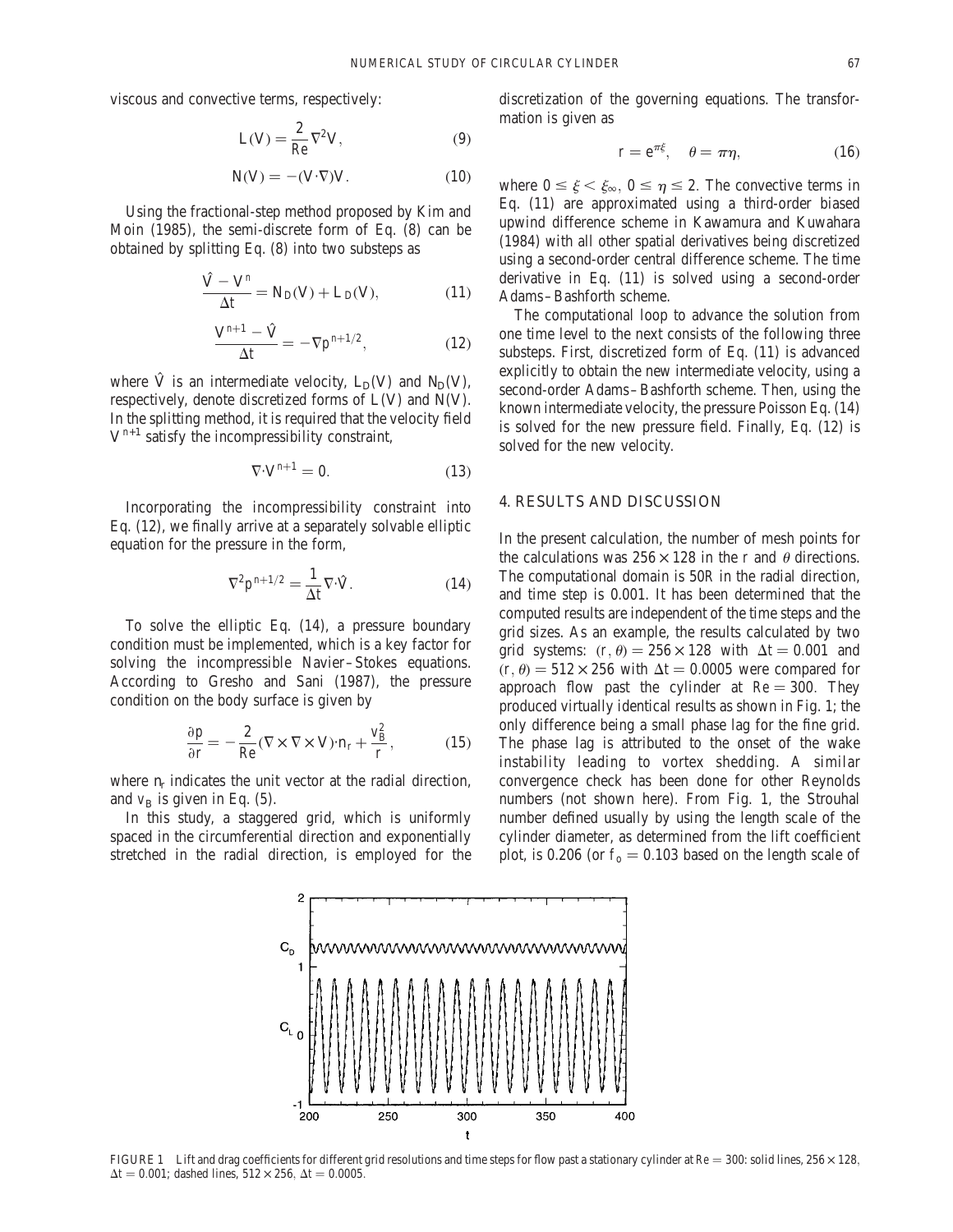viscous and convective terms, respectively:

$$L(V) = \frac{2}{Re}\nabla^2 V, \tag{9}$$

$$N(V) = -(V\cdot\nabla)V. \tag{10}$$

Using the fractional-step method proposed by Kim and Moin (1985), the semi-discrete form of Eq. (8) can be obtained by splitting Eq. (8) into two substeps as

$$\frac{\hat{V} - V^n}{\Delta t} = N_D(V) + L_D(V), \tag{11}$$

$$\frac{V^{n+1} - \hat{V}}{\Delta t} = -\nabla p^{n+1/2}, \tag{12}$$

where $\hat{V}$ is an intermediate velocity, $L_D(V)$ and $N_D(V)$, respectively, denote discretized forms of $L(V)$ and $N(V)$. In the splitting method, it is required that the velocity field $V^{n+1}$ satisfy the incompressibility constraint,

$$\nabla\cdot V^{n+1} = 0. \tag{13}$$

Incorporating the incompressibility constraint into Eq. (12), we finally arrive at a separately solvable elliptic equation for the pressure in the form,

$$\nabla^2 p^{n+1/2} = \frac{1}{\Delta t}\nabla\cdot\hat{V}. \tag{14}$$

To solve the elliptic Eq. (14), a pressure boundary condition must be implemented, which is a key factor for solving the incompressible Navier–Stokes equations. According to Gresho and Sani (1987), the pressure condition on the body surface is given by

$$\frac{\partial p}{\partial r} = -\frac{2}{Re}(\nabla\times\nabla\times V)\cdot n_r + \frac{v_B^2}{r}, \tag{15}$$

where $n_r$ indicates the unit vector at the radial direction, and $v_B$ is given in Eq. (5).

In this study, a staggered grid, which is uniformly spaced in the circumferential direction and exponentially stretched in the radial direction, is employed for the discretization of the governing equations. The transformation is given as

$$r = e^{\pi\xi}, \quad \theta = \pi\eta, \tag{16}$$

where $0 \le \xi < \xi_\infty$, $0 \le \eta \le 2$. The convective terms in Eq. (11) are approximated using a third-order biased upwind difference scheme in Kawamura and Kuwahara (1984) with all other spatial derivatives being discretized using a second-order central difference scheme. The time derivative in Eq. (11) is solved using a second-order Adams–Bashforth scheme.

The computational loop to advance the solution from one time level to the next consists of the following three substeps. First, discretized form of Eq. (11) is advanced explicitly to obtain the new intermediate velocity, using a second-order Adams–Bashforth scheme. Then, using the known intermediate velocity, the pressure Poisson Eq. (14) is solved for the new pressure field. Finally, Eq. (12) is solved for the new velocity.

## 4. RESULTS AND DISCUSSION

In the present calculation, the number of mesh points for the calculations was $256 \times 128$ in the $r$ and $\theta$ directions. The computational domain is $50R$ in the radial direction, and time step is 0.001. It has been determined that the computed results are independent of the time steps and the grid sizes. As an example, the results calculated by two grid systems: $(r, \theta) = 256 \times 128$ with $\Delta t = 0.001$ and $(r, \theta) = 512 \times 256$ with $\Delta t = 0.0005$ were compared for approach flow past the cylinder at $Re = 300$. They produced virtually identical results as shown in Fig. 1; the only difference being a small phase lag for the fine grid. The phase lag is attributed to the onset of the wake instability leading to vortex shedding. A similar convergence check has been done for other Reynolds numbers (not shown here). From Fig. 1, the Strouhal number defined usually by using the length scale of the cylinder diameter, as determined from the lift coefficient plot, is 0.206 (or $f_o = 0.103$ based on the length scale of

FIGURE 1 Lift and drag coefficients for different grid resolutions and time steps for flow past a stationary cylinder at $Re = 300$: solid lines, $256 \times 128$, $\Delta t = 0.001$; dashed lines, $512 \times 256$, $\Delta t = 0.0005$.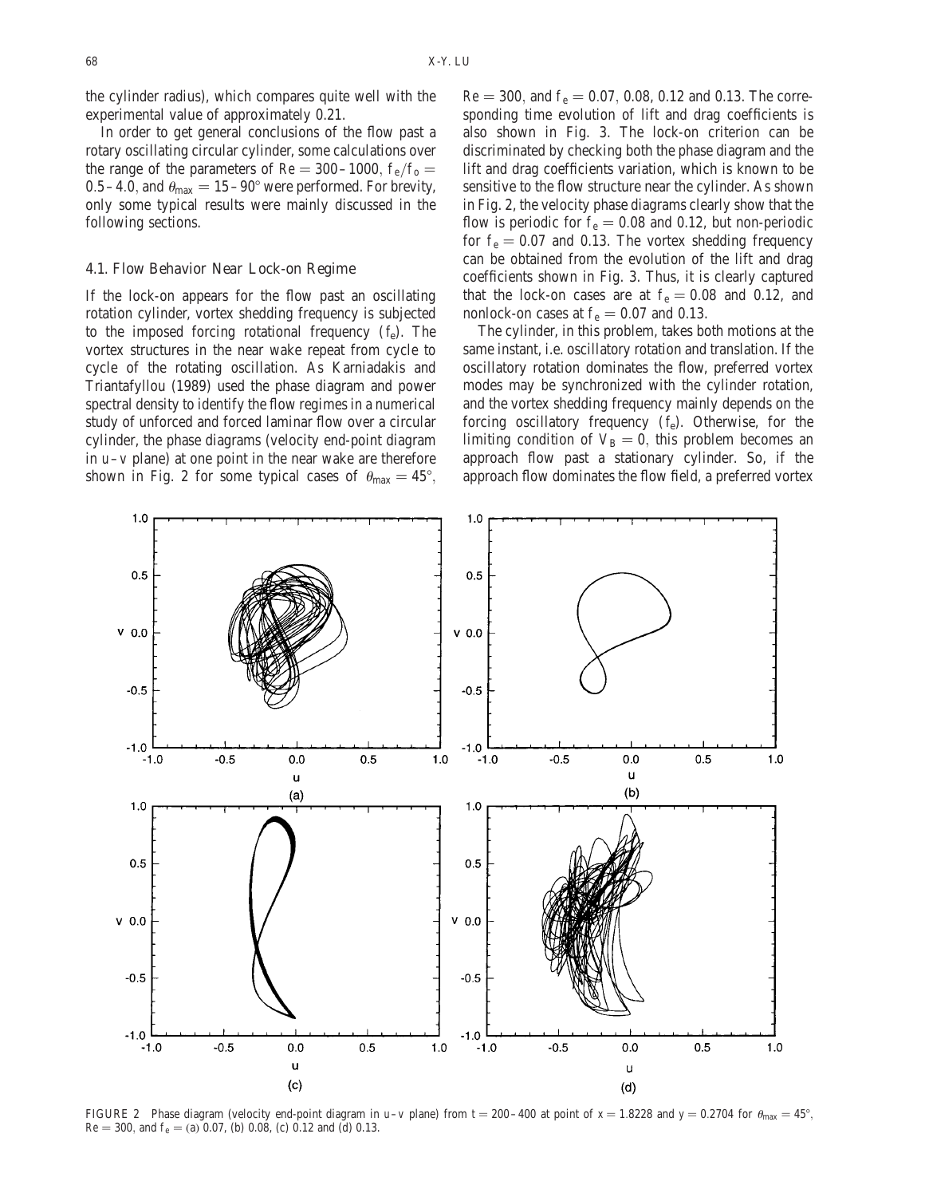the cylinder radius), which compares quite well with the experimental value of approximately 0.21.

In order to get general conclusions of the flow past a rotary oscillating circular cylinder, some calculations over the range of the parameters of $Re = 300$–$1000$, $f_e/f_o = 0.5$–$4.0$, and $\theta_{max} = 15$–$90°$ were performed. For brevity, only some typical results were mainly discussed in the following sections.

### 4.1. Flow Behavior Near Lock-on Regime

If the lock-on appears for the flow past an oscillating rotation cylinder, vortex shedding frequency is subjected to the imposed forcing rotational frequency ($f_e$). The vortex structures in the near wake repeat from cycle to cycle of the rotating oscillation. As Karniadakis and Triantafyllou (1989) used the phase diagram and power spectral density to identify the flow regimes in a numerical study of unforced and forced laminar flow over a circular cylinder, the phase diagrams (velocity end-point diagram in $u$–$v$ plane) at one point in the near wake are therefore shown in Fig. 2 for some typical cases of $\theta_{max} = 45°$, $Re = 300$, and $f_e = 0.07$, $0.08$, $0.12$ and $0.13$. The corresponding time evolution of lift and drag coefficients is also shown in Fig. 3. The lock-on criterion can be discriminated by checking both the phase diagram and the lift and drag coefficients variation, which is known to be sensitive to the flow structure near the cylinder. As shown in Fig. 2, the velocity phase diagrams clearly show that the flow is periodic for $f_e = 0.08$ and $0.12$, but non-periodic for $f_e = 0.07$ and $0.13$. The vortex shedding frequency can be obtained from the evolution of the lift and drag coefficients shown in Fig. 3. Thus, it is clearly captured that the lock-on cases are at $f_e = 0.08$ and $0.12$, and nonlock-on cases at $f_e = 0.07$ and $0.13$.

The cylinder, in this problem, takes both motions at the same instant, i.e. oscillatory rotation and translation. If the oscillatory rotation dominates the flow, preferred vortex modes may be synchronized with the cylinder rotation, and the vortex shedding frequency mainly depends on the forcing oscillatory frequency ($f_e$). Otherwise, for the limiting condition of $V_B = 0$, this problem becomes an approach flow past a stationary cylinder. So, if the approach flow dominates the flow field, a preferred vortex

FIGURE 2 Phase diagram (velocity end-point diagram in $u$–$v$ plane) from $t = 200$–$400$ at point of $x = 1.8228$ and $y = 0.2704$ for $\theta_{max} = 45°$, $Re = 300$, and $f_e =$ (a) 0.07, (b) 0.08, (c) 0.12 and (d) 0.13.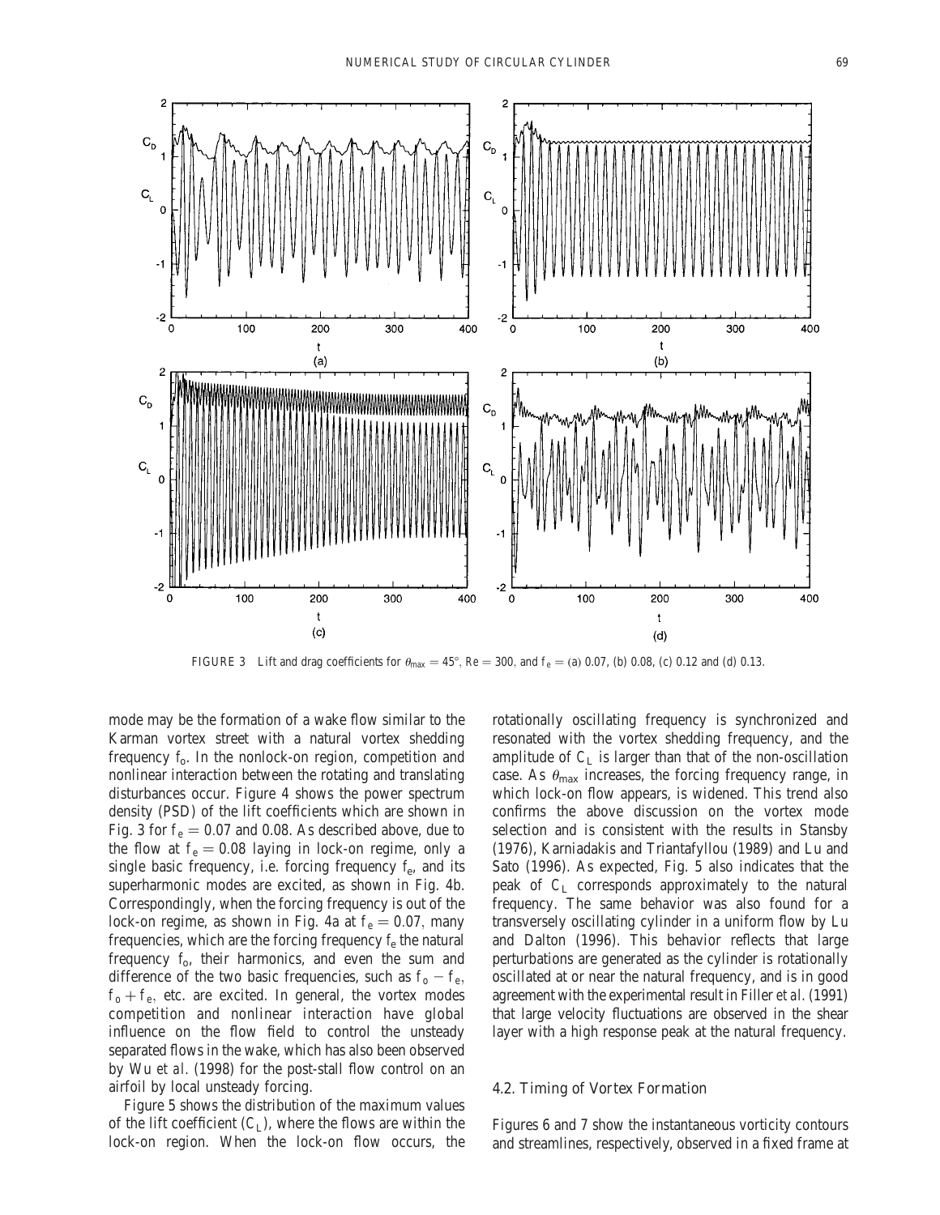FIGURE 3 Lift and drag coefficients for $\theta_{max} = 45°$, $Re = 300$, and $f_e =$ (a) 0.07, (b) 0.08, (c) 0.12 and (d) 0.13.

mode may be the formation of a wake flow similar to the Karman vortex street with a natural vortex shedding frequency $f_o$. In the nonlock-on region, competition and nonlinear interaction between the rotating and translating disturbances occur. Figure 4 shows the power spectrum density (PSD) of the lift coefficients which are shown in Fig. 3 for $f_e = 0.07$ and 0.08. As described above, due to the flow at $f_e = 0.08$ laying in lock-on regime, only a single basic frequency, i.e. forcing frequency $f_e$, and its superharmonic modes are excited, as shown in Fig. 4b. Correspondingly, when the forcing frequency is out of the lock-on regime, as shown in Fig. 4a at $f_e = 0.07$, many frequencies, which are the forcing frequency $f_e$ the natural frequency $f_o$, their harmonics, and even the sum and difference of the two basic frequencies, such as $f_o - f_e$, $f_o + f_e$, etc. are excited. In general, the vortex modes competition and nonlinear interaction have global influence on the flow field to control the unsteady separated flows in the wake, which has also been observed by Wu *et al.* (1998) for the post-stall flow control on an airfoil by local unsteady forcing.

Figure 5 shows the distribution of the maximum values of the lift coefficient ($C_L$), where the flows are within the lock-on region. When the lock-on flow occurs, the rotationally oscillating frequency is synchronized and resonated with the vortex shedding frequency, and the amplitude of $C_L$ is larger than that of the non-oscillation case. As $\theta_{max}$ increases, the forcing frequency range, in which lock-on flow appears, is widened. This trend also confirms the above discussion on the vortex mode selection and is consistent with the results in Stansby (1976), Karniadakis and Triantafyllou (1989) and Lu and Sato (1996). As expected, Fig. 5 also indicates that the peak of $C_L$ corresponds approximately to the natural frequency. The same behavior was also found for a transversely oscillating cylinder in a uniform flow by Lu and Dalton (1996). This behavior reflects that large perturbations are generated as the cylinder is rotationally oscillated at or near the natural frequency, and is in good agreement with the experimental result in Filler *et al.* (1991) that large velocity fluctuations are observed in the shear layer with a high response peak at the natural frequency.

### 4.2. Timing of Vortex Formation

Figures 6 and 7 show the instantaneous vorticity contours and streamlines, respectively, observed in a fixed frame at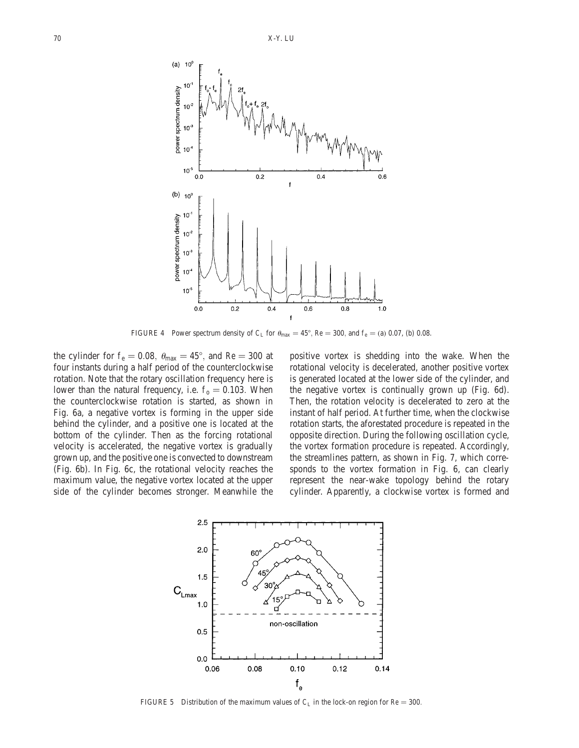FIGURE 4 Power spectrum density of $C_L$ for $\theta_{max} = 45°$, $Re = 300$, and $f_e =$ (a) 0.07, (b) 0.08.

the cylinder for $f_e = 0.08$, $\theta_{max} = 45°$, and $Re = 300$ at four instants during a half period of the counterclockwise rotation. Note that the rotary oscillation frequency here is lower than the natural frequency, i.e. $f_o = 0.103$. When the counterclockwise rotation is started, as shown in Fig. 6a, a negative vortex is forming in the upper side behind the cylinder, and a positive one is located at the bottom of the cylinder. Then as the forcing rotational velocity is accelerated, the negative vortex is gradually grown up, and the positive one is convected to downstream (Fig. 6b). In Fig. 6c, the rotational velocity reaches the maximum value, the negative vortex located at the upper side of the cylinder becomes stronger. Meanwhile the positive vortex is shedding into the wake. When the rotational velocity is decelerated, another positive vortex is generated located at the lower side of the cylinder, and the negative vortex is continually grown up (Fig. 6d). Then, the rotation velocity is decelerated to zero at the instant of half period. At further time, when the clockwise rotation starts, the aforestated procedure is repeated in the opposite direction. During the following oscillation cycle, the vortex formation procedure is repeated. Accordingly, the streamlines pattern, as shown in Fig. 7, which corresponds to the vortex formation in Fig. 6, can clearly represent the near-wake topology behind the rotary cylinder. Apparently, a clockwise vortex is formed and

FIGURE 5 Distribution of the maximum values of $C_L$ in the lock-on region for $Re = 300$.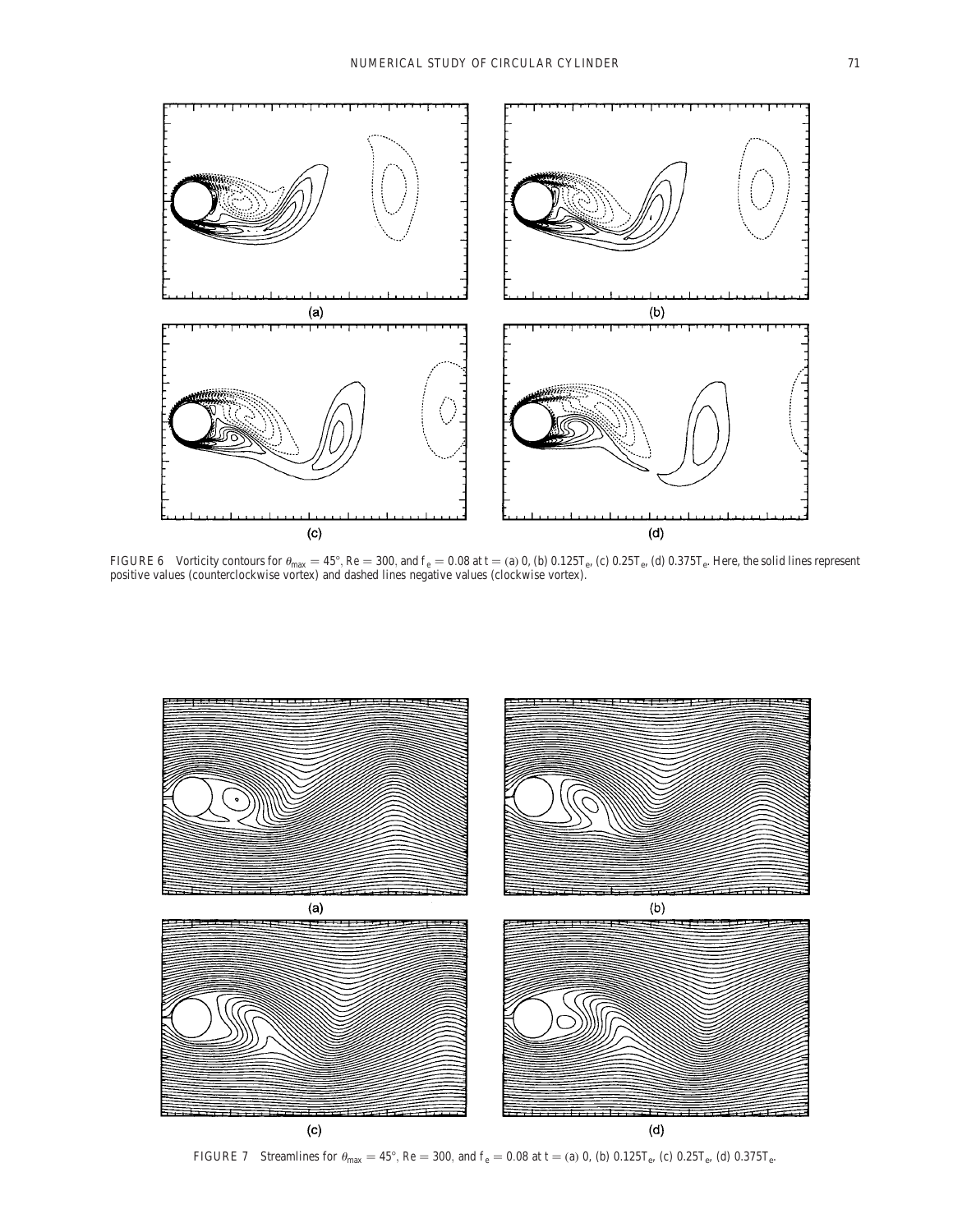FIGURE 6 Vorticity contours for $\theta_{max} = 45°$, $Re = 300$, and $f_e = 0.08$ at $t =$ (a) 0, (b) $0.125T_e$, (c) $0.25T_e$, (d) $0.375T_e$. Here, the solid lines represent positive values (counterclockwise vortex) and dashed lines negative values (clockwise vortex).

FIGURE 7 Streamlines for $\theta_{max} = 45°$, $Re = 300$, and $f_e = 0.08$ at $t =$ (a) 0, (b) $0.125T_e$, (c) $0.25T_e$, (d) $0.375T_e$.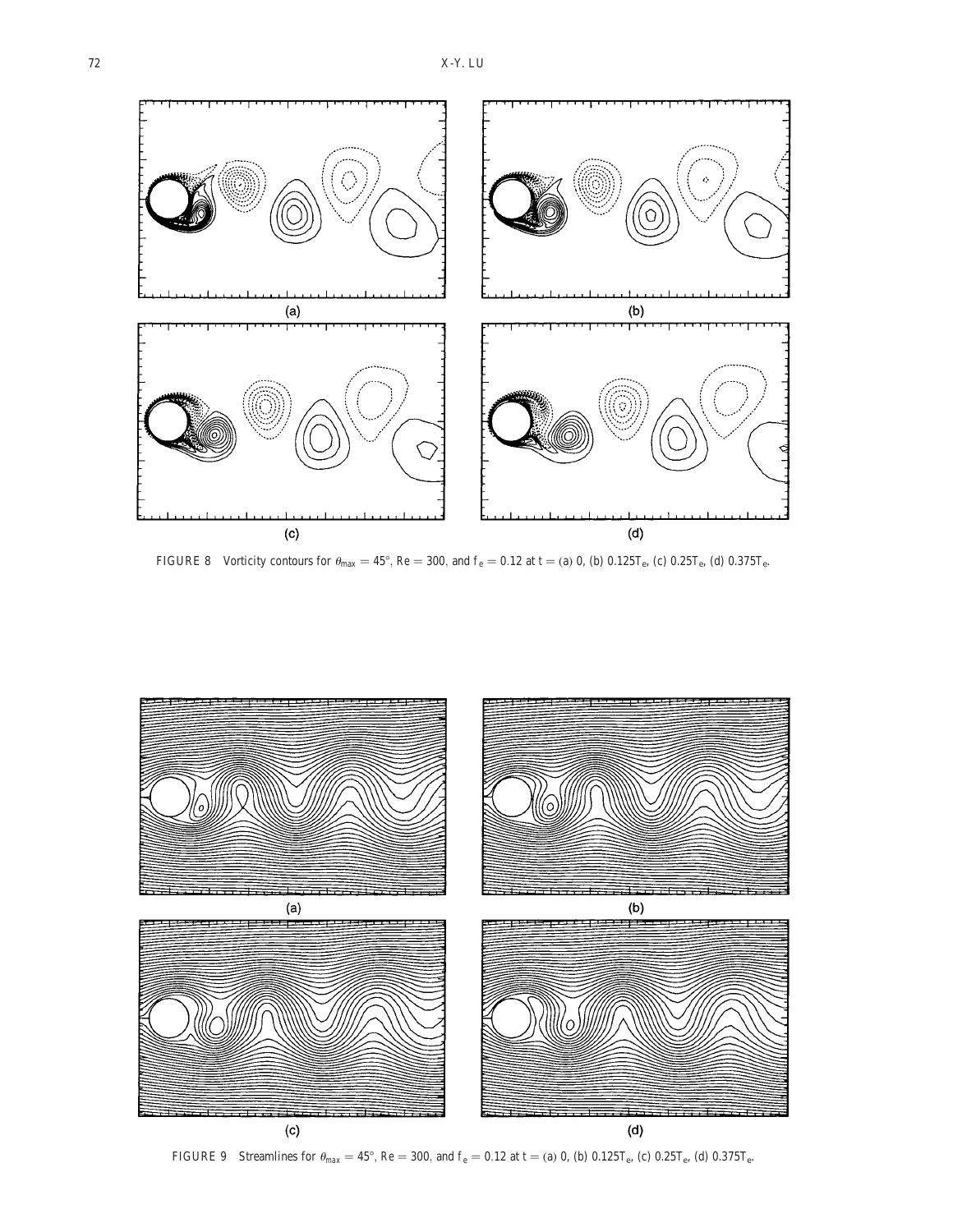FIGURE 8 Vorticity contours for $\theta_{max} = 45°$, $Re = 300$, and $f_e = 0.12$ at $t =$ (a) 0, (b) $0.125T_e$, (c) $0.25T_e$, (d) $0.375T_e$.

FIGURE 9 Streamlines for $\theta_{max} = 45°$, $Re = 300$, and $f_e = 0.12$ at $t =$ (a) 0, (b) $0.125T_e$, (c) $0.25T_e$, (d) $0.375T_e$.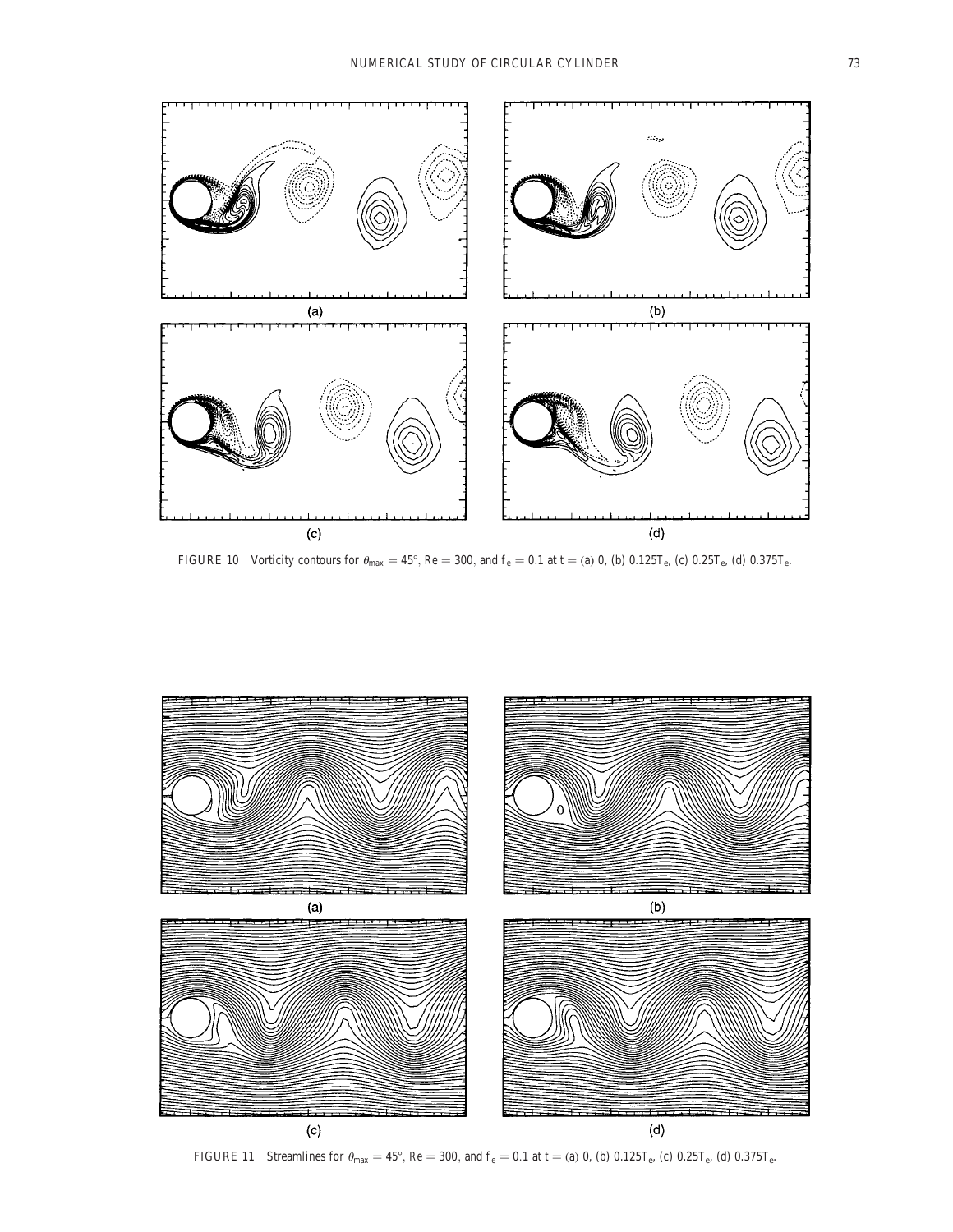FIGURE 10 Vorticity contours for $\theta_{max} = 45°$, $Re = 300$, and $f_e = 0.1$ at $t =$ (a) 0, (b) $0.125T_e$, (c) $0.25T_e$, (d) $0.375T_e$.

FIGURE 11 Streamlines for $\theta_{max} = 45°$, $Re = 300$, and $f_e = 0.1$ at $t =$ (a) 0, (b) $0.125T_e$, (c) $0.25T_e$, (d) $0.375T_e$.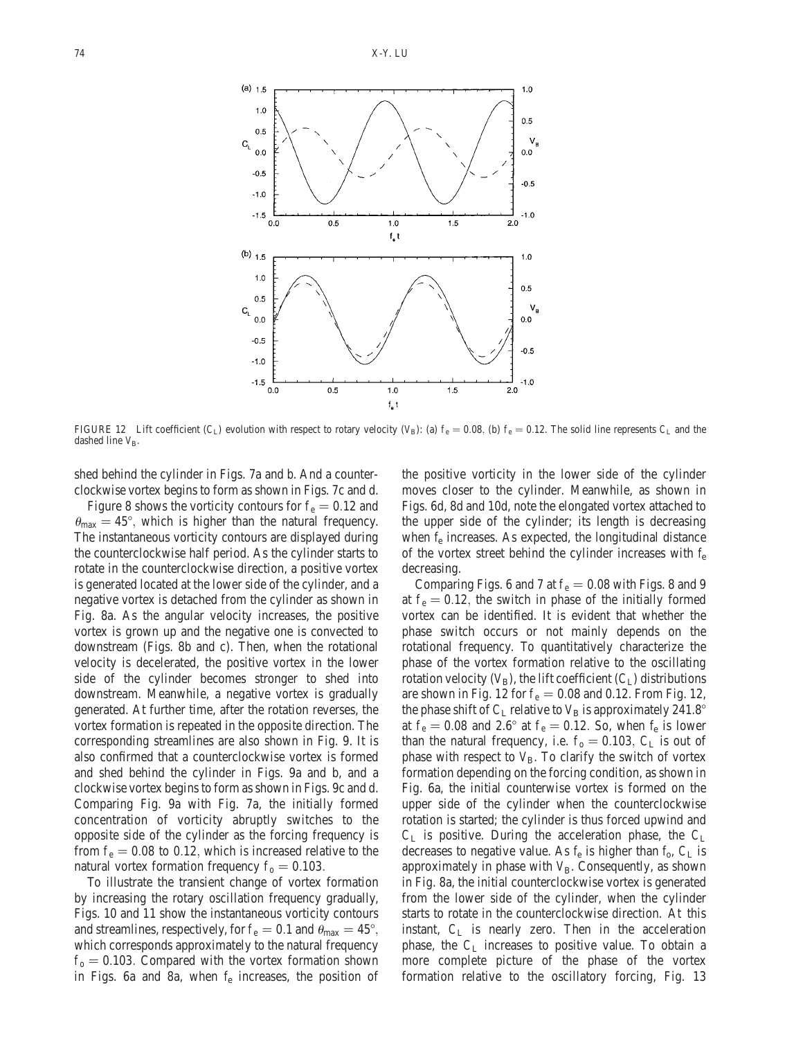FIGURE 12 Lift coefficient ($C_L$) evolution with respect to rotary velocity ($V_B$): (a) $f_e = 0.08$, (b) $f_e = 0.12$. The solid line represents $C_L$ and the dashed line $V_B$.

shed behind the cylinder in Figs. 7a and b. And a counterclockwise vortex begins to form as shown in Figs. 7c and d.

Figure 8 shows the vorticity contours for $f_e = 0.12$ and $\theta_{max} = 45°$, which is higher than the natural frequency. The instantaneous vorticity contours are displayed during the counterclockwise half period. As the cylinder starts to rotate in the counterclockwise direction, a positive vortex is generated located at the lower side of the cylinder, and a negative vortex is detached from the cylinder as shown in Fig. 8a. As the angular velocity increases, the positive vortex is grown up and the negative one is convected to downstream (Figs. 8b and c). Then, when the rotational velocity is decelerated, the positive vortex in the lower side of the cylinder becomes stronger to shed into downstream. Meanwhile, a negative vortex is gradually generated. At further time, after the rotation reverses, the vortex formation is repeated in the opposite direction. The corresponding streamlines are also shown in Fig. 9. It is also confirmed that a counterclockwise vortex is formed and shed behind the cylinder in Figs. 9a and b, and a clockwise vortex begins to form as shown in Figs. 9c and d. Comparing Fig. 9a with Fig. 7a, the initially formed concentration of vorticity abruptly switches to the opposite side of the cylinder as the forcing frequency is from $f_e = 0.08$ to 0.12, which is increased relative to the natural vortex formation frequency $f_o = 0.103$.

To illustrate the transient change of vortex formation by increasing the rotary oscillation frequency gradually, Figs. 10 and 11 show the instantaneous vorticity contours and streamlines, respectively, for $f_e = 0.1$ and $\theta_{max} = 45°$, which corresponds approximately to the natural frequency $f_o = 0.103$. Compared with the vortex formation shown in Figs. 6a and 8a, when $f_e$ increases, the position of the positive vorticity in the lower side of the cylinder moves closer to the cylinder. Meanwhile, as shown in Figs. 6d, 8d and 10d, note the elongated vortex attached to the upper side of the cylinder; its length is decreasing when $f_e$ increases. As expected, the longitudinal distance of the vortex street behind the cylinder increases with $f_e$ decreasing.

Comparing Figs. 6 and 7 at $f_e = 0.08$ with Figs. 8 and 9 at $f_e = 0.12$, the switch in phase of the initially formed vortex can be identified. It is evident that whether the phase switch occurs or not mainly depends on the rotational frequency. To quantitatively characterize the phase of the vortex formation relative to the oscillating rotation velocity ($V_B$), the lift coefficient ($C_L$) distributions are shown in Fig. 12 for $f_e = 0.08$ and 0.12. From Fig. 12, the phase shift of $C_L$ relative to $V_B$ is approximately 241.8° at $f_e = 0.08$ and 2.6° at $f_e = 0.12$. So, when $f_e$ is lower than the natural frequency, i.e. $f_o = 0.103$, $C_L$ is out of phase with respect to $V_B$. To clarify the switch of vortex formation depending on the forcing condition, as shown in Fig. 6a, the initial counterwise vortex is formed on the upper side of the cylinder when the counterclockwise rotation is started; the cylinder is thus forced upwind and $C_L$ is positive. During the acceleration phase, the $C_L$ decreases to negative value. As $f_e$ is higher than $f_o$, $C_L$ is approximately in phase with $V_B$. Consequently, as shown in Fig. 8a, the initial counterclockwise vortex is generated from the lower side of the cylinder, when the cylinder starts to rotate in the counterclockwise direction. At this instant, $C_L$ is nearly zero. Then in the acceleration phase, the $C_L$ increases to positive value. To obtain a more complete picture of the phase of the vortex formation relative to the oscillatory forcing, Fig. 13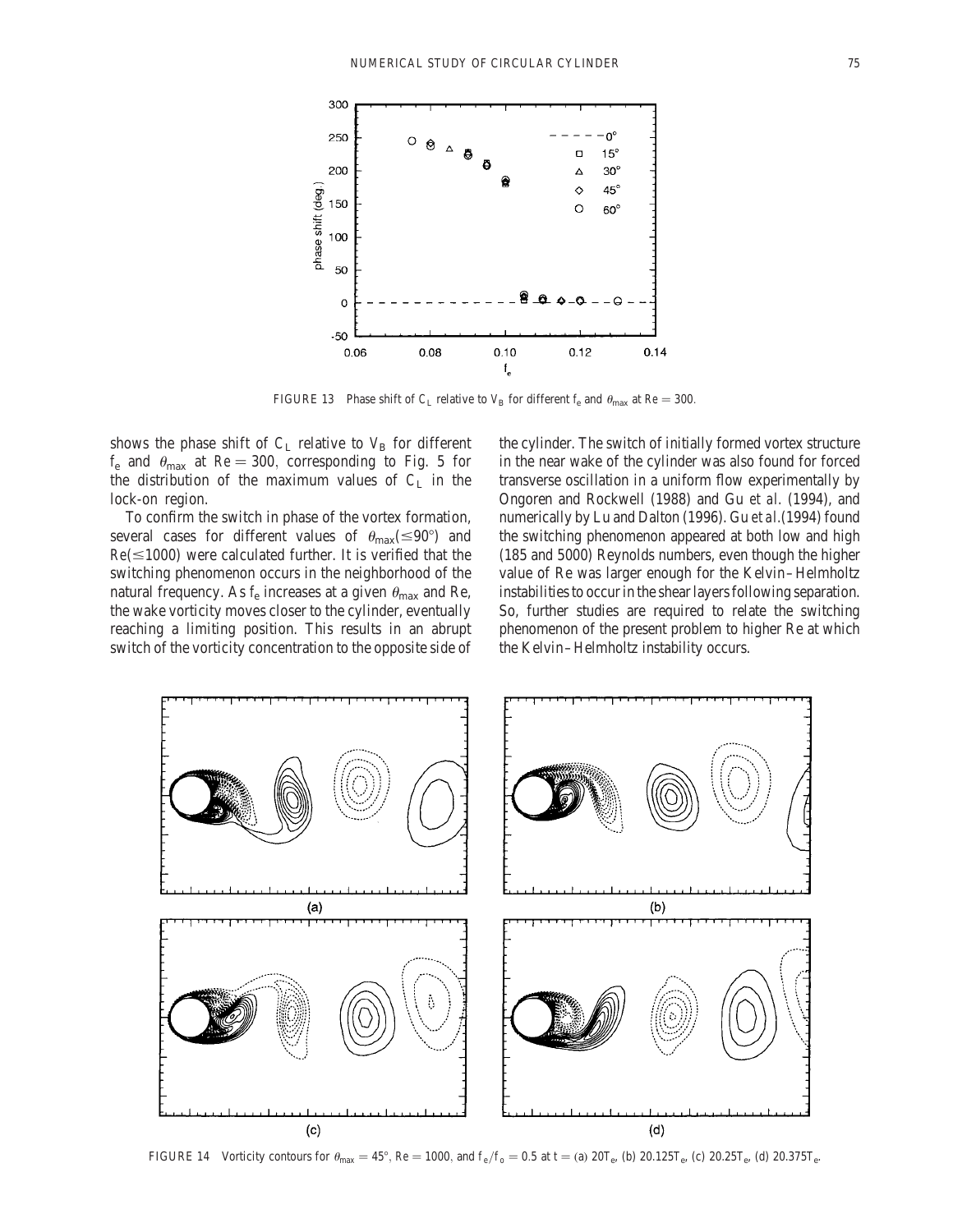FIGURE 13 Phase shift of $C_L$ relative to $V_B$ for different $f_e$ and $\theta_{max}$ at $Re = 300$.

shows the phase shift of $C_L$ relative to $V_B$ for different $f_e$ and $\theta_{max}$ at $Re = 300$, corresponding to Fig. 5 for the distribution of the maximum values of $C_L$ in the lock-on region.

To confirm the switch in phase of the vortex formation, several cases for different values of $\theta_{max}(\leq 90°)$ and $Re(\leq 1000)$ were calculated further. It is verified that the switching phenomenon occurs in the neighborhood of the natural frequency. As $f_e$ increases at a given $\theta_{max}$ and Re, the wake vorticity moves closer to the cylinder, eventually reaching a limiting position. This results in an abrupt switch of the vorticity concentration to the opposite side of the cylinder. The switch of initially formed vortex structure in the near wake of the cylinder was also found for forced transverse oscillation in a uniform flow experimentally by Ongoren and Rockwell (1988) and Gu *et al.* (1994), and numerically by Lu and Dalton (1996). Gu *et al.* (1994) found the switching phenomenon appeared at both low and high (185 and 5000) Reynolds numbers, even though the higher value of Re was larger enough for the Kelvin–Helmholtz instabilities to occur in the shear layers following separation. So, further studies are required to relate the switching phenomenon of the present problem to higher Re at which the Kelvin–Helmholtz instability occurs.

FIGURE 14 Vorticity contours for $\theta_{max} = 45°$, $Re = 1000$, and $f_e/f_o = 0.5$ at t = (a) $20T_e$, (b) $20.125T_e$, (c) $20.25T_e$, (d) $20.375T_e$.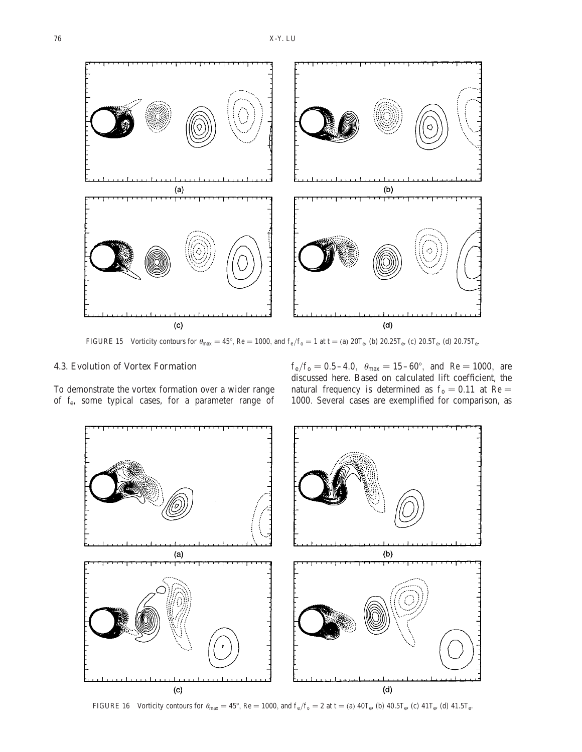FIGURE 15 Vorticity contours for $\theta_{max} = 45°$, $Re = 1000$, and $f_e/f_o = 1$ at $t =$ (a) $20T_e$, (b) $20.25T_e$, (c) $20.5T_e$, (d) $20.75T_e$.

### 4.3. Evolution of Vortex Formation

To demonstrate the vortex formation over a wider range of $f_e$, some typical cases, for a parameter range of $f_e/f_o = 0.5–4.0$, $\theta_{max} = 15–60°$, and $Re = 1000$, are discussed here. Based on calculated lift coefficient, the natural frequency is determined as $f_o = 0.11$ at $Re = 1000$. Several cases are exemplified for comparison, as

FIGURE 16 Vorticity contours for $\theta_{max} = 45°$, $Re = 1000$, and $f_e/f_o = 2$ at $t =$ (a) $40T_e$, (b) $40.5T_e$, (c) $41T_e$, (d) $41.5T_e$.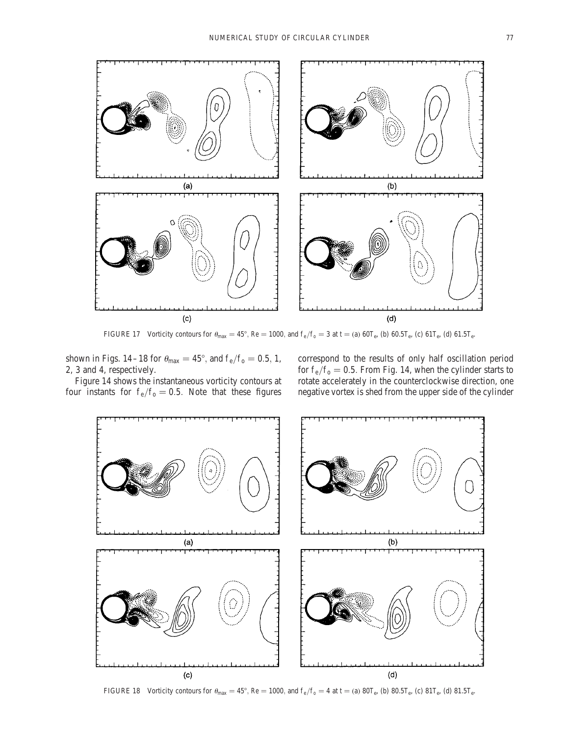FIGURE 17 Vorticity contours for $\theta_{max} = 45°$, Re = 1000, and $f_e/f_o = 3$ at t = (a) $60T_e$, (b) $60.5T_e$, (c) $61T_e$, (d) $61.5T_e$.

shown in Figs. 14–18 for $\theta_{max} = 45°$, and $f_e/f_o = 0.5$, 1, 2, 3 and 4, respectively.

Figure 14 shows the instantaneous vorticity contours at four instants for $f_e/f_o = 0.5$. Note that these figures correspond to the results of only half oscillation period for $f_e/f_o = 0.5$. From Fig. 14, when the cylinder starts to rotate accelerately in the counterclockwise direction, one negative vortex is shed from the upper side of the cylinder

FIGURE 18 Vorticity contours for $\theta_{max} = 45°$, Re = 1000, and $f_e/f_o = 4$ at t = (a) $80T_e$, (b) $80.5T_e$, (c) $81T_e$, (d) $81.5T_e$.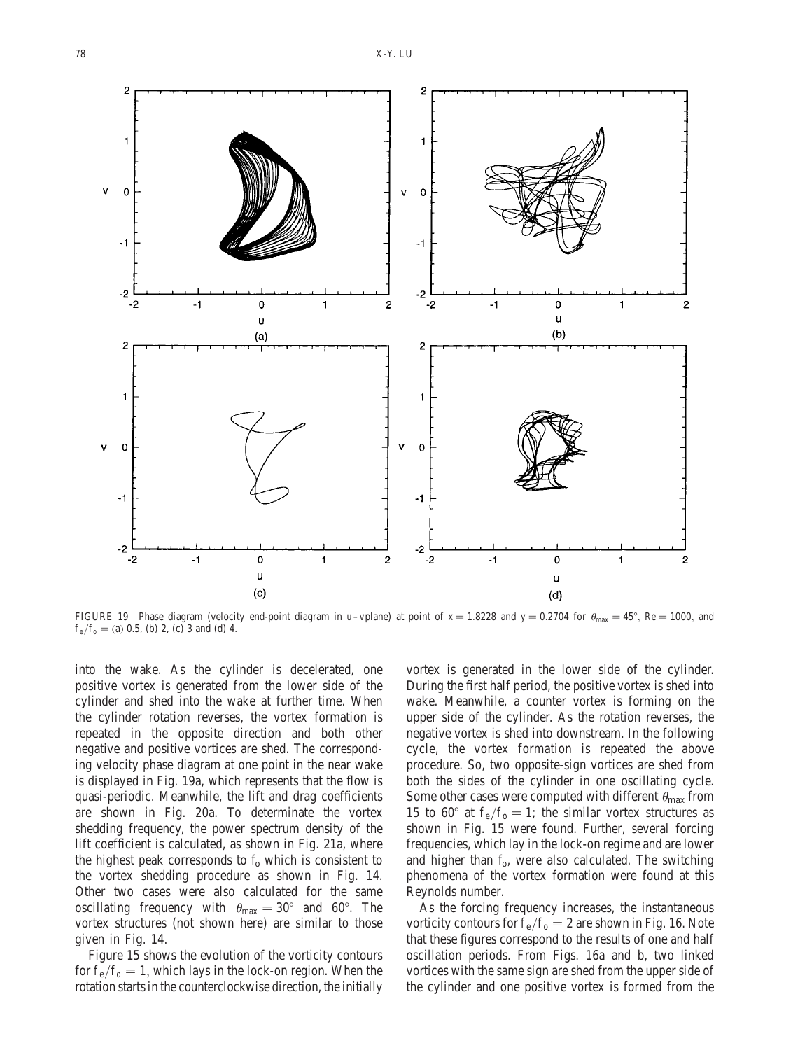FIGURE 19 Phase diagram (velocity end-point diagram in u–vplane) at point of $x = 1.8228$ and $y = 0.2704$ for $\theta_{max} = 45°$, $Re = 1000$, and $f_e/f_o =$ (a) 0.5, (b) 2, (c) 3 and (d) 4.

into the wake. As the cylinder is decelerated, one positive vortex is generated from the lower side of the cylinder and shed into the wake at further time. When the cylinder rotation reverses, the vortex formation is repeated in the opposite direction and both other negative and positive vortices are shed. The corresponding velocity phase diagram at one point in the near wake is displayed in Fig. 19a, which represents that the flow is quasi-periodic. Meanwhile, the lift and drag coefficients are shown in Fig. 20a. To determinate the vortex shedding frequency, the power spectrum density of the lift coefficient is calculated, as shown in Fig. 21a, where the highest peak corresponds to $f_o$ which is consistent to the vortex shedding procedure as shown in Fig. 14. Other two cases were also calculated for the same oscillating frequency with $\theta_{max} = 30°$ and $60°$. The vortex structures (not shown here) are similar to those given in Fig. 14.

Figure 15 shows the evolution of the vorticity contours for $f_e/f_o = 1$, which lays in the lock-on region. When the rotation starts in the counterclockwise direction, the initially vortex is generated in the lower side of the cylinder. During the first half period, the positive vortex is shed into wake. Meanwhile, a counter vortex is forming on the upper side of the cylinder. As the rotation reverses, the negative vortex is shed into downstream. In the following cycle, the vortex formation is repeated the above procedure. So, two opposite-sign vortices are shed from both the sides of the cylinder in one oscillating cycle. Some other cases were computed with different $\theta_{max}$ from 15 to 60° at $f_e/f_o = 1$; the similar vortex structures as shown in Fig. 15 were found. Further, several forcing frequencies, which lay in the lock-on regime and are lower and higher than $f_o$, were also calculated. The switching phenomena of the vortex formation were found at this Reynolds number.

As the forcing frequency increases, the instantaneous vorticity contours for $f_e/f_o = 2$ are shown in Fig. 16. Note that these figures correspond to the results of one and half oscillation periods. From Figs. 16a and b, two linked vortices with the same sign are shed from the upper side of the cylinder and one positive vortex is formed from the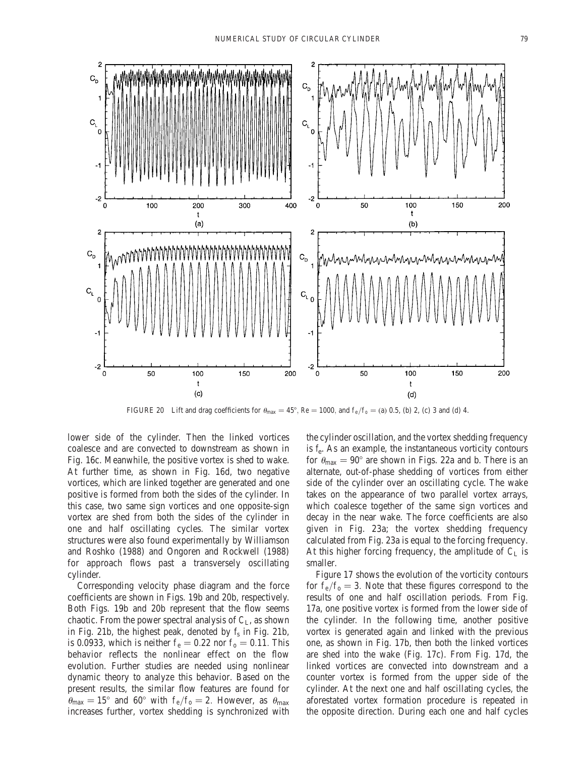FIGURE 20 Lift and drag coefficients for $\theta_{max} = 45°$, Re = 1000, and $f_e/f_o$ = (a) 0.5, (b) 2, (c) 3 and (d) 4.

lower side of the cylinder. Then the linked vortices coalesce and are convected to downstream as shown in Fig. 16c. Meanwhile, the positive vortex is shed to wake. At further time, as shown in Fig. 16d, two negative vortices, which are linked together are generated and one positive is formed from both the sides of the cylinder. In this case, two same sign vortices and one opposite-sign vortex are shed from both the sides of the cylinder in one and half oscillating cycles. The similar vortex structures were also found experimentally by Williamson and Roshko (1988) and Ongoren and Rockwell (1988) for approach flows past a transversely oscillating cylinder.

Corresponding velocity phase diagram and the force coefficients are shown in Figs. 19b and 20b, respectively. Both Figs. 19b and 20b represent that the flow seems chaotic. From the power spectral analysis of $C_L$, as shown in Fig. 21b, the highest peak, denoted by $f_s$ in Fig. 21b, is 0.0933, which is neither $f_e = 0.22$ nor $f_o = 0.11$. This behavior reflects the nonlinear effect on the flow evolution. Further studies are needed using nonlinear dynamic theory to analyze this behavior. Based on the present results, the similar flow features are found for $\theta_{max} = 15°$ and $60°$ with $f_e/f_o = 2$. However, as $\theta_{max}$ increases further, vortex shedding is synchronized with the cylinder oscillation, and the vortex shedding frequency is $f_e$. As an example, the instantaneous vorticity contours for $\theta_{max} = 90°$ are shown in Figs. 22a and b. There is an alternate, out-of-phase shedding of vortices from either side of the cylinder over an oscillating cycle. The wake takes on the appearance of two parallel vortex arrays, which coalesce together of the same sign vortices and decay in the near wake. The force coefficients are also given in Fig. 23a; the vortex shedding frequency calculated from Fig. 23a is equal to the forcing frequency. At this higher forcing frequency, the amplitude of $C_L$ is smaller.

Figure 17 shows the evolution of the vorticity contours for $f_e/f_o = 3$. Note that these figures correspond to the results of one and half oscillation periods. From Fig. 17a, one positive vortex is formed from the lower side of the cylinder. In the following time, another positive vortex is generated again and linked with the previous one, as shown in Fig. 17b, then both the linked vortices are shed into the wake (Fig. 17c). From Fig. 17d, the linked vortices are convected into downstream and a counter vortex is formed from the upper side of the cylinder. At the next one and half oscillating cycles, the aforestated vortex formation procedure is repeated in the opposite direction. During each one and half cycles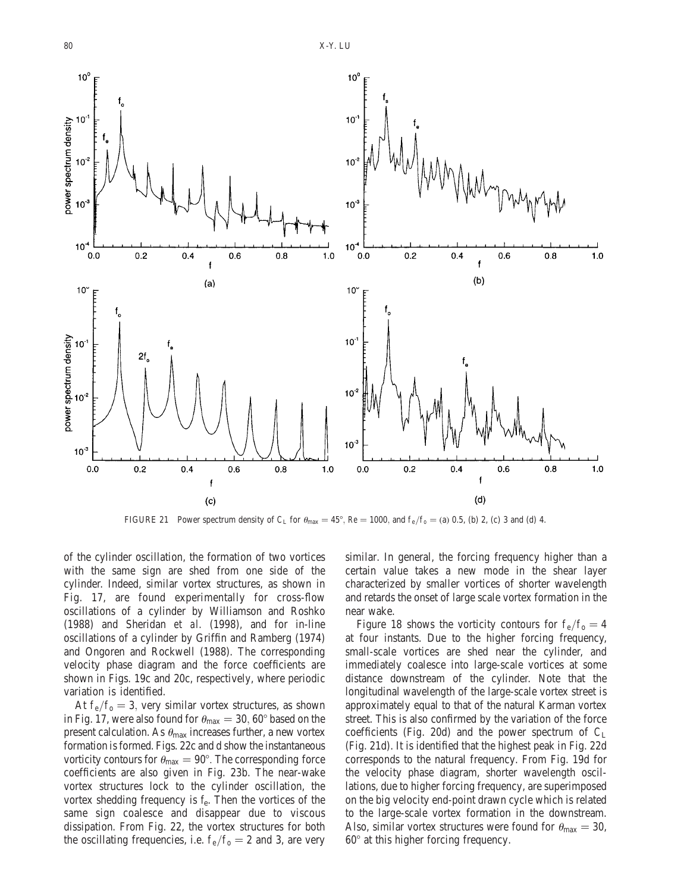FIGURE 21 Power spectrum density of $C_L$ for $\theta_{max} = 45°$, $Re = 1000$, and $f_e/f_o =$ (a) 0.5, (b) 2, (c) 3 and (d) 4.

of the cylinder oscillation, the formation of two vortices with the same sign are shed from one side of the cylinder. Indeed, similar vortex structures, as shown in Fig. 17, are found experimentally for cross-flow oscillations of a cylinder by Williamson and Roshko (1988) and Sheridan *et al.* (1998), and for in-line oscillations of a cylinder by Griffin and Ramberg (1974) and Ongoren and Rockwell (1988). The corresponding velocity phase diagram and the force coefficients are shown in Figs. 19c and 20c, respectively, where periodic variation is identified.

At $f_e/f_o = 3$, very similar vortex structures, as shown in Fig. 17, were also found for $\theta_{max} = 30, 60°$ based on the present calculation. As $\theta_{max}$ increases further, a new vortex formation is formed. Figs. 22c and d show the instantaneous vorticity contours for $\theta_{max} = 90°$. The corresponding force coefficients are also given in Fig. 23b. The near-wake vortex structures lock to the cylinder oscillation, the vortex shedding frequency is $f_e$. Then the vortices of the same sign coalesce and disappear due to viscous dissipation. From Fig. 22, the vortex structures for both the oscillating frequencies, i.e. $f_e/f_o = 2$ and 3, are very similar. In general, the forcing frequency higher than a certain value takes a new mode in the shear layer characterized by smaller vortices of shorter wavelength and retards the onset of large scale vortex formation in the near wake.

Figure 18 shows the vorticity contours for $f_e/f_o = 4$ at four instants. Due to the higher forcing frequency, small-scale vortices are shed near the cylinder, and immediately coalesce into large-scale vortices at some distance downstream of the cylinder. Note that the longitudinal wavelength of the large-scale vortex street is approximately equal to that of the natural Karman vortex street. This is also confirmed by the variation of the force coefficients (Fig. 20d) and the power spectrum of $C_L$ (Fig. 21d). It is identified that the highest peak in Fig. 22d corresponds to the natural frequency. From Fig. 19d for the velocity phase diagram, shorter wavelength oscillations, due to higher forcing frequency, are superimposed on the big velocity end-point drawn cycle which is related to the large-scale vortex formation in the downstream. Also, similar vortex structures were found for $\theta_{max} = 30$, $60°$ at this higher forcing frequency.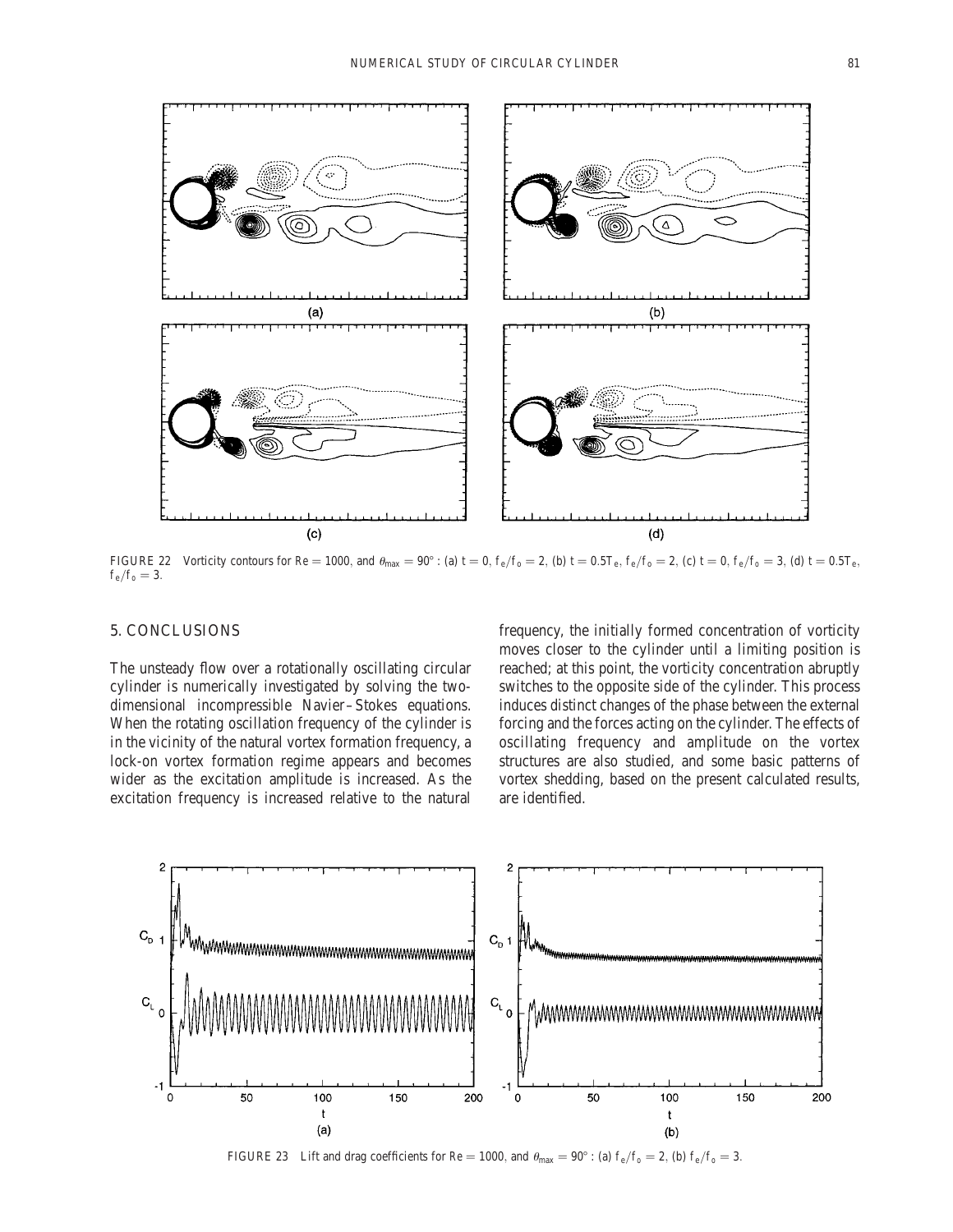FIGURE 22 Vorticity contours for $Re = 1000$, and $\theta_{max} = 90°$: (a) $t = 0$, $f_e/f_o = 2$, (b) $t = 0.5T_e$, $f_e/f_o = 2$, (c) $t = 0$, $f_e/f_o = 3$, (d) $t = 0.5T_e$, $f_e/f_o = 3$.

## 5. CONCLUSIONS

The unsteady flow over a rotationally oscillating circular cylinder is numerically investigated by solving the two-dimensional incompressible Navier–Stokes equations. When the rotating oscillation frequency of the cylinder is in the vicinity of the natural vortex formation frequency, a lock-on vortex formation regime appears and becomes wider as the excitation amplitude is increased. As the excitation frequency is increased relative to the natural frequency, the initially formed concentration of vorticity moves closer to the cylinder until a limiting position is reached; at this point, the vorticity concentration abruptly switches to the opposite side of the cylinder. This process induces distinct changes of the phase between the external forcing and the forces acting on the cylinder. The effects of oscillating frequency and amplitude on the vortex structures are also studied, and some basic patterns of vortex shedding, based on the present calculated results, are identified.

FIGURE 23 Lift and drag coefficients for $Re = 1000$, and $\theta_{max} = 90°$: (a) $f_e/f_o = 2$, (b) $f_e/f_o = 3$.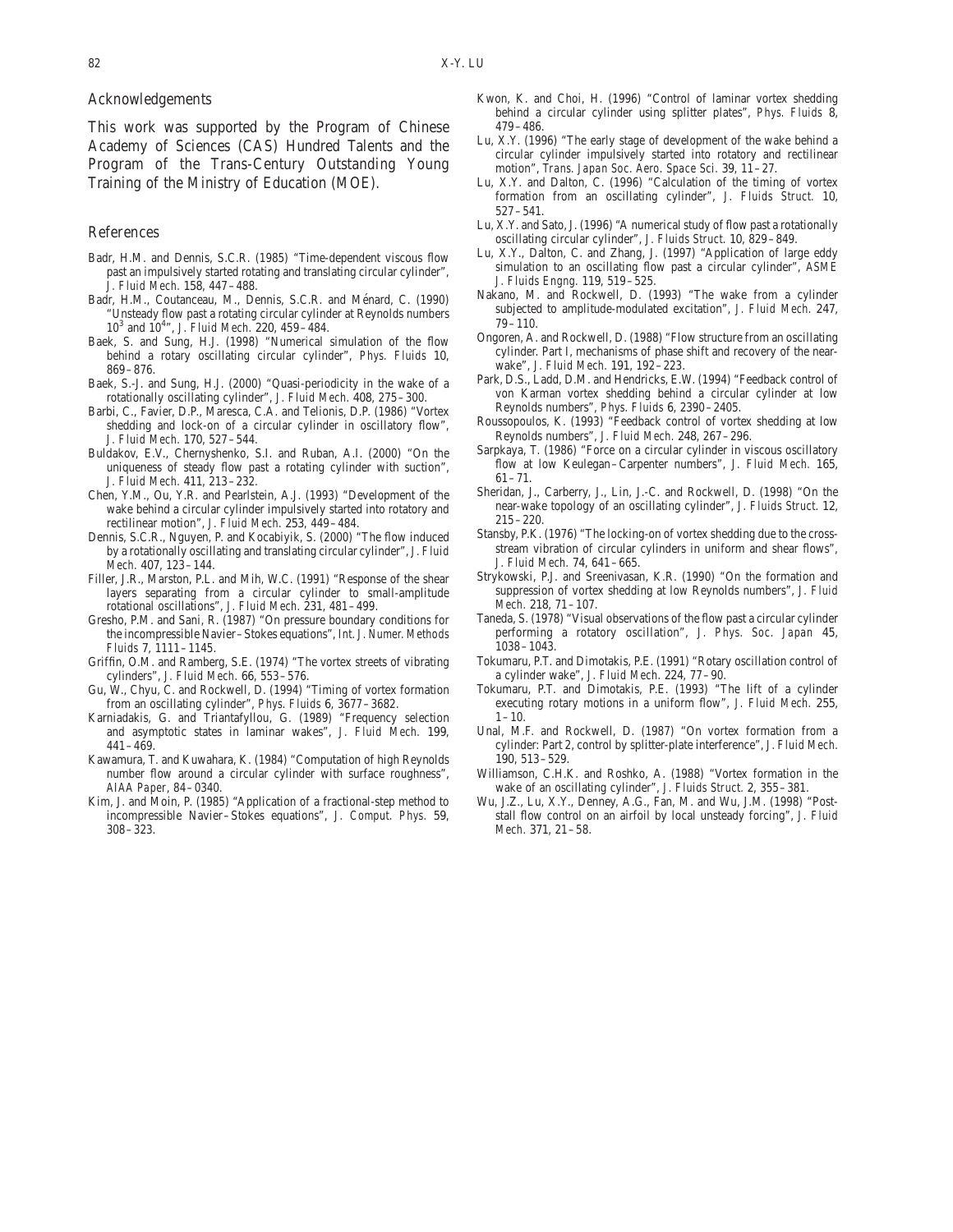## Acknowledgements

This work was supported by the Program of Chinese Academy of Sciences (CAS) Hundred Talents and the Program of the Trans-Century Outstanding Young Training of the Ministry of Education (MOE).

## References

Badr, H.M. and Dennis, S.C.R. (1985) "Time-dependent viscous flow past an impulsively started rotating and translating circular cylinder", *J. Fluid Mech.* 158, 447–488.

Badr, H.M., Coutanceau, M., Dennis, S.C.R. and Ménard, C. (1990) "Unsteady flow past a rotating circular cylinder at Reynolds numbers $10^3$ and $10^4$", *J. Fluid Mech.* 220, 459–484.

Baek, S. and Sung, H.J. (1998) "Numerical simulation of the flow behind a rotary oscillating circular cylinder", *Phys. Fluids* 10, 869–876.

Baek, S.-J. and Sung, H.J. (2000) "Quasi-periodicity in the wake of a rotationally oscillating cylinder", *J. Fluid Mech.* 408, 275–300.

Barbi, C., Favier, D.P., Maresca, C.A. and Telionis, D.P. (1986) "Vortex shedding and lock-on of a circular cylinder in oscillatory flow", *J. Fluid Mech.* 170, 527–544.

Buldakov, E.V., Chernyshenko, S.I. and Ruban, A.I. (2000) "On the uniqueness of steady flow past a rotating cylinder with suction", *J. Fluid Mech.* 411, 213–232.

Chen, Y.M., Ou, Y.R. and Pearlstein, A.J. (1993) "Development of the wake behind a circular cylinder impulsively started into rotatory and rectilinear motion", *J. Fluid Mech.* 253, 449–484.

Dennis, S.C.R., Nguyen, P. and Kocabiyik, S. (2000) "The flow induced by a rotationally oscillating and translating circular cylinder", *J. Fluid Mech.* 407, 123–144.

Filler, J.R., Marston, P.L. and Mih, W.C. (1991) "Response of the shear layers separating from a circular cylinder to small-amplitude rotational oscillations", *J. Fluid Mech.* 231, 481–499.

Gresho, P.M. and Sani, R. (1987) "On pressure boundary conditions for the incompressible Navier–Stokes equations", *Int. J. Numer. Methods Fluids* 7, 1111–1145.

Griffin, O.M. and Ramberg, S.E. (1974) "The vortex streets of vibrating cylinders", *J. Fluid Mech.* 66, 553–576.

Gu, W., Chyu, C. and Rockwell, D. (1994) "Timing of vortex formation from an oscillating cylinder", *Phys. Fluids* 6, 3677–3682.

Karniadakis, G. and Triantafyllou, G. (1989) "Frequency selection and asymptotic states in laminar wakes", *J. Fluid Mech.* 199, 441–469.

Kawamura, T. and Kuwahara, K. (1984) "Computation of high Reynolds number flow around a circular cylinder with surface roughness", *AIAA Paper*, 84–0340.

Kim, J. and Moin, P. (1985) "Application of a fractional-step method to incompressible Navier–Stokes equations", *J. Comput. Phys.* 59, 308–323.

Kwon, K. and Choi, H. (1996) "Control of laminar vortex shedding behind a circular cylinder using splitter plates", *Phys. Fluids* 8, 479–486.

Lu, X.Y. (1996) "The early stage of development of the wake behind a circular cylinder impulsively started into rotatory and rectilinear motion", *Trans. Japan Soc. Aero. Space Sci.* 39, 11–27.

Lu, X.Y. and Dalton, C. (1996) "Calculation of the timing of vortex formation from an oscillating cylinder", *J. Fluids Struct.* 10, 527–541.

Lu, X.Y. and Sato, J. (1996) "A numerical study of flow past a rotationally oscillating circular cylinder", *J. Fluids Struct.* 10, 829–849.

Lu, X.Y., Dalton, C. and Zhang, J. (1997) "Application of large eddy simulation to an oscillating flow past a circular cylinder", *ASME J. Fluids Engng.* 119, 519–525.

Nakano, M. and Rockwell, D. (1993) "The wake from a cylinder subjected to amplitude-modulated excitation", *J. Fluid Mech.* 247, 79–110.

Ongoren, A. and Rockwell, D. (1988) "Flow structure from an oscillating cylinder. Part I, mechanisms of phase shift and recovery of the near-wake", *J. Fluid Mech.* 191, 192–223.

Park, D.S., Ladd, D.M. and Hendricks, E.W. (1994) "Feedback control of von Karman vortex shedding behind a circular cylinder at low Reynolds numbers", *Phys. Fluids* 6, 2390–2405.

Roussopoulos, K. (1993) "Feedback control of vortex shedding at low Reynolds numbers", *J. Fluid Mech.* 248, 267–296.

Sarpkaya, T. (1986) "Force on a circular cylinder in viscous oscillatory flow at low Keulegan–Carpenter numbers", *J. Fluid Mech.* 165, 61–71.

Sheridan, J., Carberry, J., Lin, J.-C. and Rockwell, D. (1998) "On the near-wake topology of an oscillating cylinder", *J. Fluids Struct.* 12, 215–220.

Stansby, P.K. (1976) "The locking-on of vortex shedding due to the cross-stream vibration of circular cylinders in uniform and shear flows", *J. Fluid Mech.* 74, 641–665.

Strykowski, P.J. and Sreenivasan, K.R. (1990) "On the formation and suppression of vortex shedding at low Reynolds numbers", *J. Fluid Mech.* 218, 71–107.

Taneda, S. (1978) "Visual observations of the flow past a circular cylinder performing a rotatory oscillation", *J. Phys. Soc. Japan* 45, 1038–1043.

Tokumaru, P.T. and Dimotakis, P.E. (1991) "Rotary oscillation control of a cylinder wake", *J. Fluid Mech.* 224, 77–90.

Tokumaru, P.T. and Dimotakis, P.E. (1993) "The lift of a cylinder executing rotary motions in a uniform flow", *J. Fluid Mech.* 255, 1–10.

Unal, M.F. and Rockwell, D. (1987) "On vortex formation from a cylinder: Part 2, control by splitter-plate interference", *J. Fluid Mech.* 190, 513–529.

Williamson, C.H.K. and Roshko, A. (1988) "Vortex formation in the wake of an oscillating cylinder", *J. Fluids Struct.* 2, 355–381.

Wu, J.Z., Lu, X.Y., Denney, A.G., Fan, M. and Wu, J.M. (1998) "Post-stall flow control on an airfoil by local unsteady forcing", *J. Fluid Mech.* 371, 21–58.